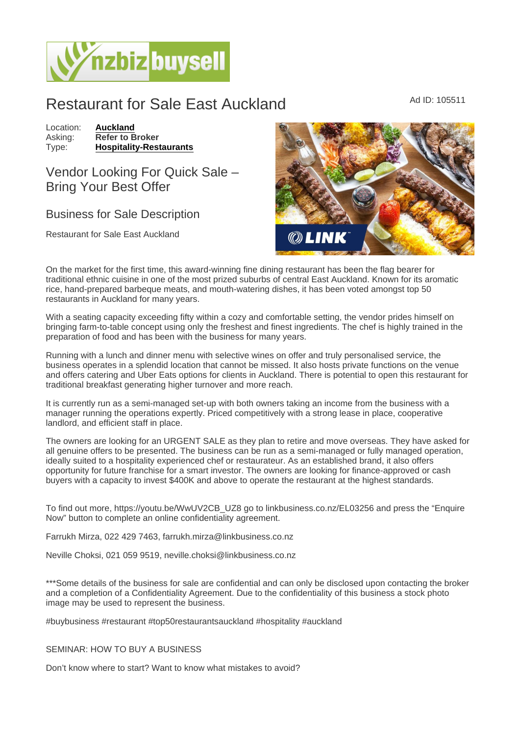# Restaurant for Sale East Auckland

Ad ID: 105511

Location: **Auckland**
Asking: **Refer to Broker**
Type: **Hospitality-Restaurants**

## Vendor Looking For Quick Sale – Bring Your Best Offer

### Business for Sale Description

Restaurant for Sale East Auckland

On the market for the first time, this award-winning fine dining restaurant has been the flag bearer for traditional ethnic cuisine in one of the most prized suburbs of central East Auckland. Known for its aromatic rice, hand-prepared barbeque meats, and mouth-watering dishes, it has been voted amongst top 50 restaurants in Auckland for many years.

With a seating capacity exceeding fifty within a cozy and comfortable setting, the vendor prides himself on bringing farm-to-table concept using only the freshest and finest ingredients. The chef is highly trained in the preparation of food and has been with the business for many years.

Running with a lunch and dinner menu with selective wines on offer and truly personalised service, the business operates in a splendid location that cannot be missed. It also hosts private functions on the venue and offers catering and Uber Eats options for clients in Auckland. There is potential to open this restaurant for traditional breakfast generating higher turnover and more reach.

It is currently run as a semi-managed set-up with both owners taking an income from the business with a manager running the operations expertly. Priced competitively with a strong lease in place, cooperative landlord, and efficient staff in place.

The owners are looking for an URGENT SALE as they plan to retire and move overseas. They have asked for all genuine offers to be presented. The business can be run as a semi-managed or fully managed operation, ideally suited to a hospitality experienced chef or restaurateur. As an established brand, it also offers opportunity for future franchise for a smart investor. The owners are looking for finance-approved or cash buyers with a capacity to invest $400K and above to operate the restaurant at the highest standards.

To find out more, https://youtu.be/WwUV2CB_UZ8 go to linkbusiness.co.nz/EL03256 and press the "Enquire Now" button to complete an online confidentiality agreement.

Farrukh Mirza, 022 429 7463, farrukh.mirza@linkbusiness.co.nz

Neville Choksi, 021 059 9519, neville.choksi@linkbusiness.co.nz

***Some details of the business for sale are confidential and can only be disclosed upon contacting the broker and a completion of a Confidentiality Agreement. Due to the confidentiality of this business a stock photo image may be used to represent the business.

#buybusiness #restaurant #top50restaurantsauckland #hospitality #auckland

SEMINAR: HOW TO BUY A BUSINESS

Don't know where to start? Want to know what mistakes to avoid?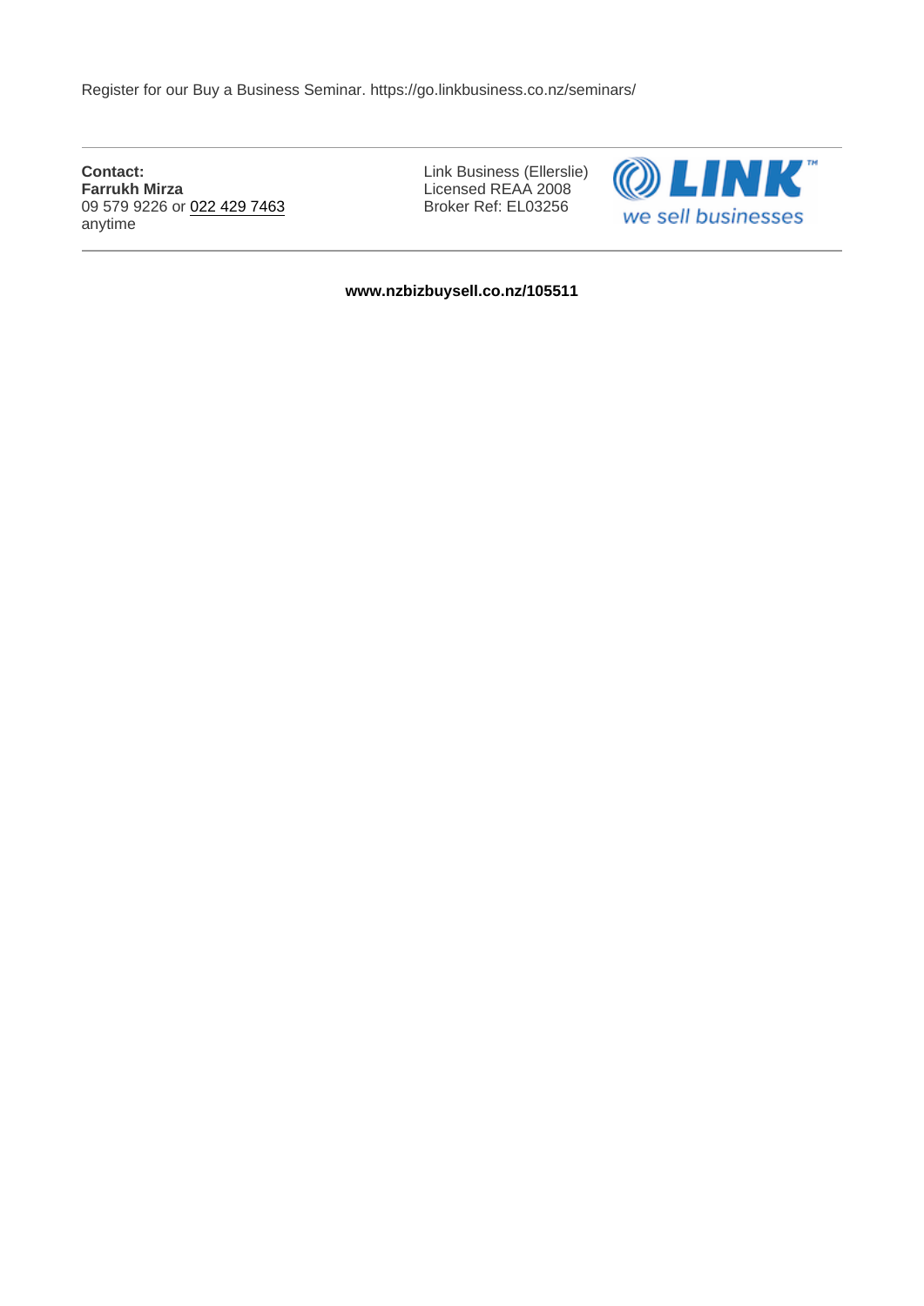Register for our Buy a Business Seminar. https://go.linkbusiness.co.nz/seminars/

---

**Contact:**
**Farrukh Mirza**
09 579 9226 or 022 429 7463
anytime

Link Business (Ellerslie)
Licensed REAA 2008
Broker Ref: EL03256

LINK™
we sell businesses

---

**www.nzbizbuysell.co.nz/105511**